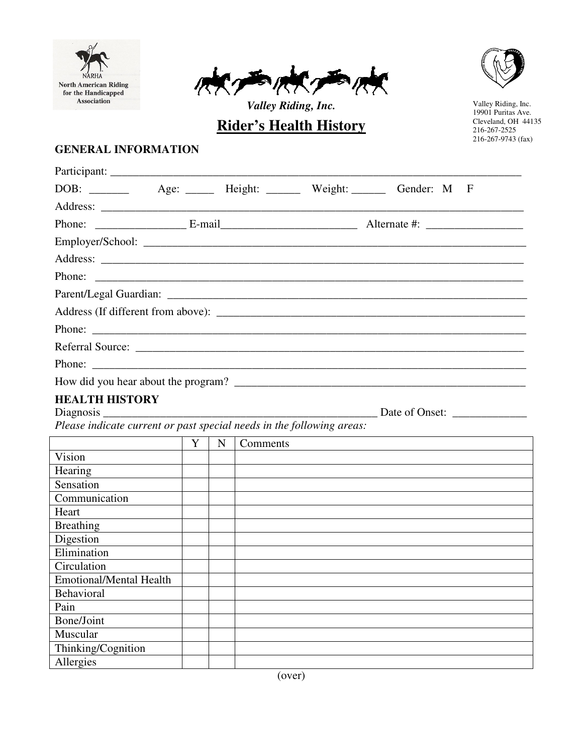NARHA
North American Riding for the Handicapped Association

*Valley Riding, Inc.*

Valley Riding, Inc.
19901 Puritas Ave.
Cleveland, OH 44135
216-267-2525
216-267-9743 (fax)

# Rider's Health History

## GENERAL INFORMATION

Participant: ___________________________________________________________________________

DOB: _______ Age: _____ Height: ______ Weight: ______ Gender: M F

Address: ___________________________________________________________________________

Phone: ________________ E-mail________________________ Alternate #: ________________

Employer/School: ___________________________________________________________________

Address: ___________________________________________________________________________

Phone: ____________________________________________________________________________

Parent/Legal Guardian: ______________________________________________________________

Address (If different from above): ____________________________________________________

Phone: ____________________________________________________________________________

Referral Source: ____________________________________________________________________

Phone: ____________________________________________________________________________

How did you hear about the program? ___________________________________________________

## HEALTH HISTORY

Diagnosis _______________________________________________ Date of Onset: _____________

*Please indicate current or past special needs in the following areas:*

| | Y | N | Comments |
|---|---|---|---|
| Vision | | | |
| Hearing | | | |
| Sensation | | | |
| Communication | | | |
| Heart | | | |
| Breathing | | | |
| Digestion | | | |
| Elimination | | | |
| Circulation | | | |
| Emotional/Mental Health | | | |
| Behavioral | | | |
| Pain | | | |
| Bone/Joint | | | |
| Muscular | | | |
| Thinking/Cognition | | | |
| Allergies | | | |

(over)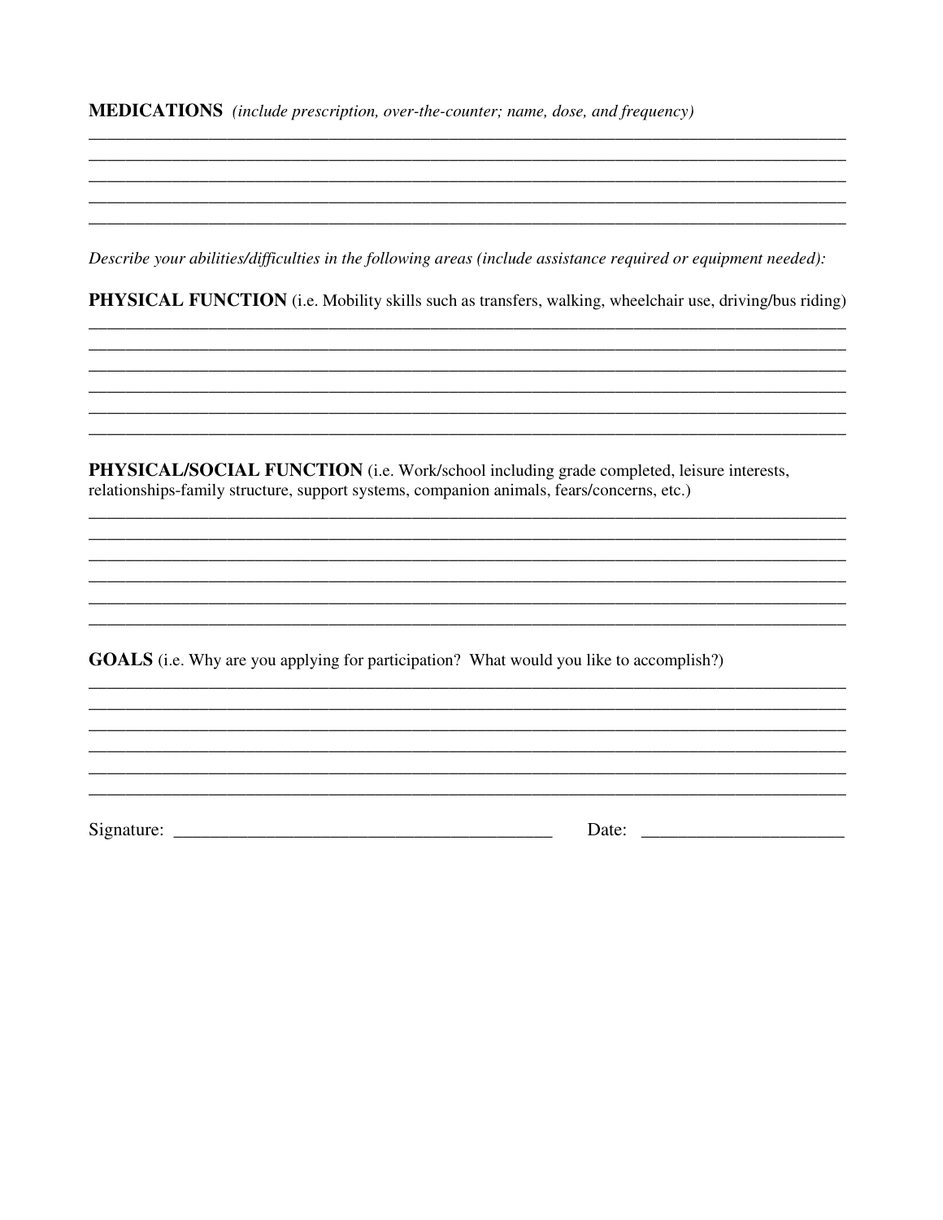**MEDICATIONS** *(include prescription, over-the-counter; name, dose, and frequency)*

___________________________________________________________________________________________
___________________________________________________________________________________________
___________________________________________________________________________________________
___________________________________________________________________________________________
___________________________________________________________________________________________

*Describe your abilities/difficulties in the following areas (include assistance required or equipment needed):*

**PHYSICAL FUNCTION** (i.e. Mobility skills such as transfers, walking, wheelchair use, driving/bus riding)

___________________________________________________________________________________________
___________________________________________________________________________________________
___________________________________________________________________________________________
___________________________________________________________________________________________
___________________________________________________________________________________________
___________________________________________________________________________________________

**PHYSICAL/SOCIAL FUNCTION** (i.e. Work/school including grade completed, leisure interests, relationships-family structure, support systems, companion animals, fears/concerns, etc.)

___________________________________________________________________________________________
___________________________________________________________________________________________
___________________________________________________________________________________________
___________________________________________________________________________________________
___________________________________________________________________________________________
___________________________________________________________________________________________

**GOALS** (i.e. Why are you applying for participation? What would you like to accomplish?)

___________________________________________________________________________________________
___________________________________________________________________________________________
___________________________________________________________________________________________
___________________________________________________________________________________________
___________________________________________________________________________________________
___________________________________________________________________________________________

Signature: __________________________________________ Date: ______________________